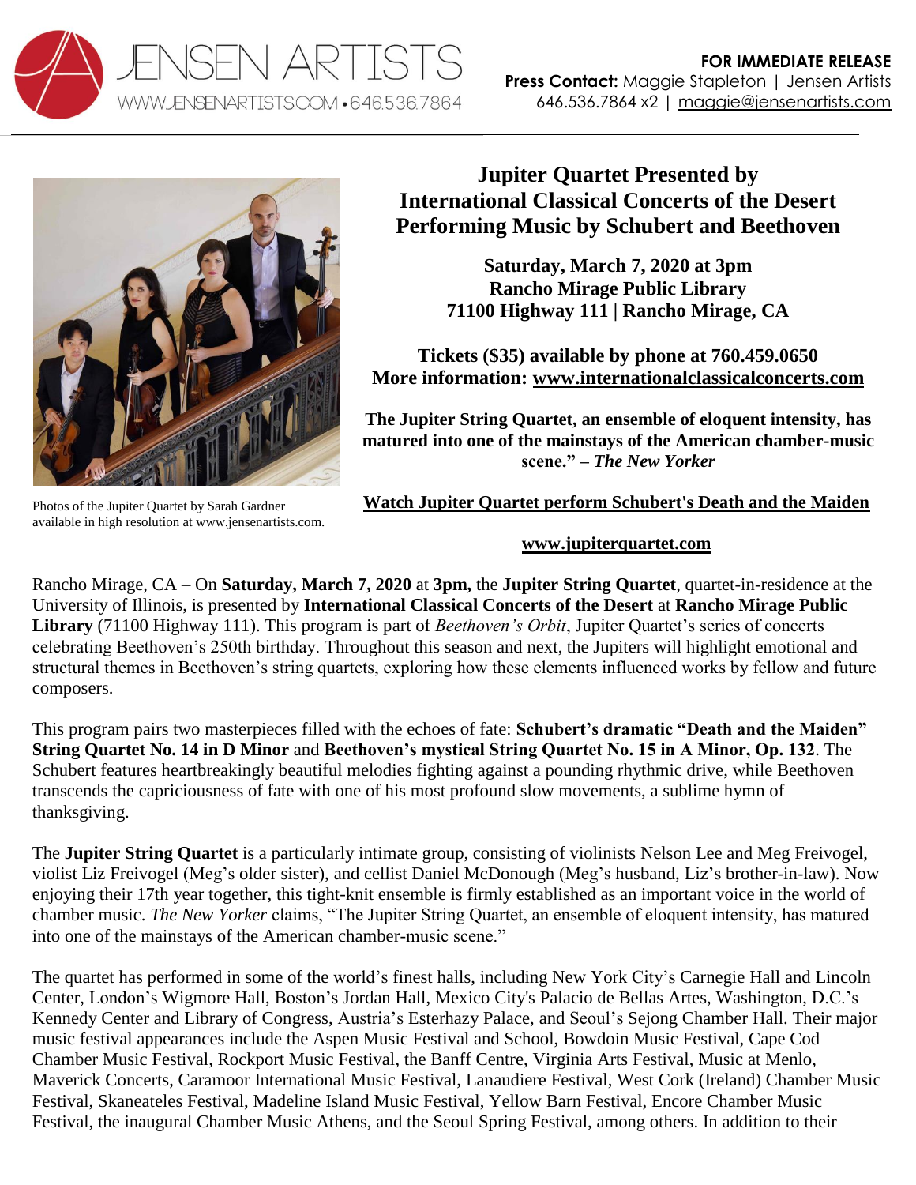JENSEN ARTISTS
WWW.JENSENARTISTS.COM • 646.536.7864

**FOR IMMEDIATE RELEASE**
**Press Contact:** Maggie Stapleton | Jensen Artists
646.536.7864 x2 | maggie@jensenartists.com

Photos of the Jupiter Quartet by Sarah Gardner available in high resolution at www.jensenartists.com.

# Jupiter Quartet Presented by International Classical Concerts of the Desert Performing Music by Schubert and Beethoven

**Saturday, March 7, 2020 at 3pm**
**Rancho Mirage Public Library**
**71100 Highway 111 | Rancho Mirage, CA**

**Tickets ($35) available by phone at 760.459.0650**
**More information: www.internationalclassicalconcerts.com**

**The Jupiter String Quartet, an ensemble of eloquent intensity, has matured into one of the mainstays of the American chamber-music scene." – *The New Yorker***

**Watch Jupiter Quartet perform Schubert's Death and the Maiden**

**www.jupiterquartet.com**

Rancho Mirage, CA – On **Saturday, March 7, 2020** at **3pm,** the **Jupiter String Quartet**, quartet-in-residence at the University of Illinois, is presented by **International Classical Concerts of the Desert** at **Rancho Mirage Public Library** (71100 Highway 111). This program is part of *Beethoven's Orbit*, Jupiter Quartet's series of concerts celebrating Beethoven's 250th birthday. Throughout this season and next, the Jupiters will highlight emotional and structural themes in Beethoven's string quartets, exploring how these elements influenced works by fellow and future composers.

This program pairs two masterpieces filled with the echoes of fate: **Schubert's dramatic "Death and the Maiden" String Quartet No. 14 in D Minor** and **Beethoven's mystical String Quartet No. 15 in A Minor, Op. 132**. The Schubert features heartbreakingly beautiful melodies fighting against a pounding rhythmic drive, while Beethoven transcends the capriciousness of fate with one of his most profound slow movements, a sublime hymn of thanksgiving.

The **Jupiter String Quartet** is a particularly intimate group, consisting of violinists Nelson Lee and Meg Freivogel, violist Liz Freivogel (Meg's older sister), and cellist Daniel McDonough (Meg's husband, Liz's brother-in-law). Now enjoying their 17th year together, this tight-knit ensemble is firmly established as an important voice in the world of chamber music. *The New Yorker* claims, "The Jupiter String Quartet, an ensemble of eloquent intensity, has matured into one of the mainstays of the American chamber-music scene."

The quartet has performed in some of the world's finest halls, including New York City's Carnegie Hall and Lincoln Center, London's Wigmore Hall, Boston's Jordan Hall, Mexico City's Palacio de Bellas Artes, Washington, D.C.'s Kennedy Center and Library of Congress, Austria's Esterhazy Palace, and Seoul's Sejong Chamber Hall. Their major music festival appearances include the Aspen Music Festival and School, Bowdoin Music Festival, Cape Cod Chamber Music Festival, Rockport Music Festival, the Banff Centre, Virginia Arts Festival, Music at Menlo, Maverick Concerts, Caramoor International Music Festival, Lanaudiere Festival, West Cork (Ireland) Chamber Music Festival, Skaneateles Festival, Madeline Island Music Festival, Yellow Barn Festival, Encore Chamber Music Festival, the inaugural Chamber Music Athens, and the Seoul Spring Festival, among others. In addition to their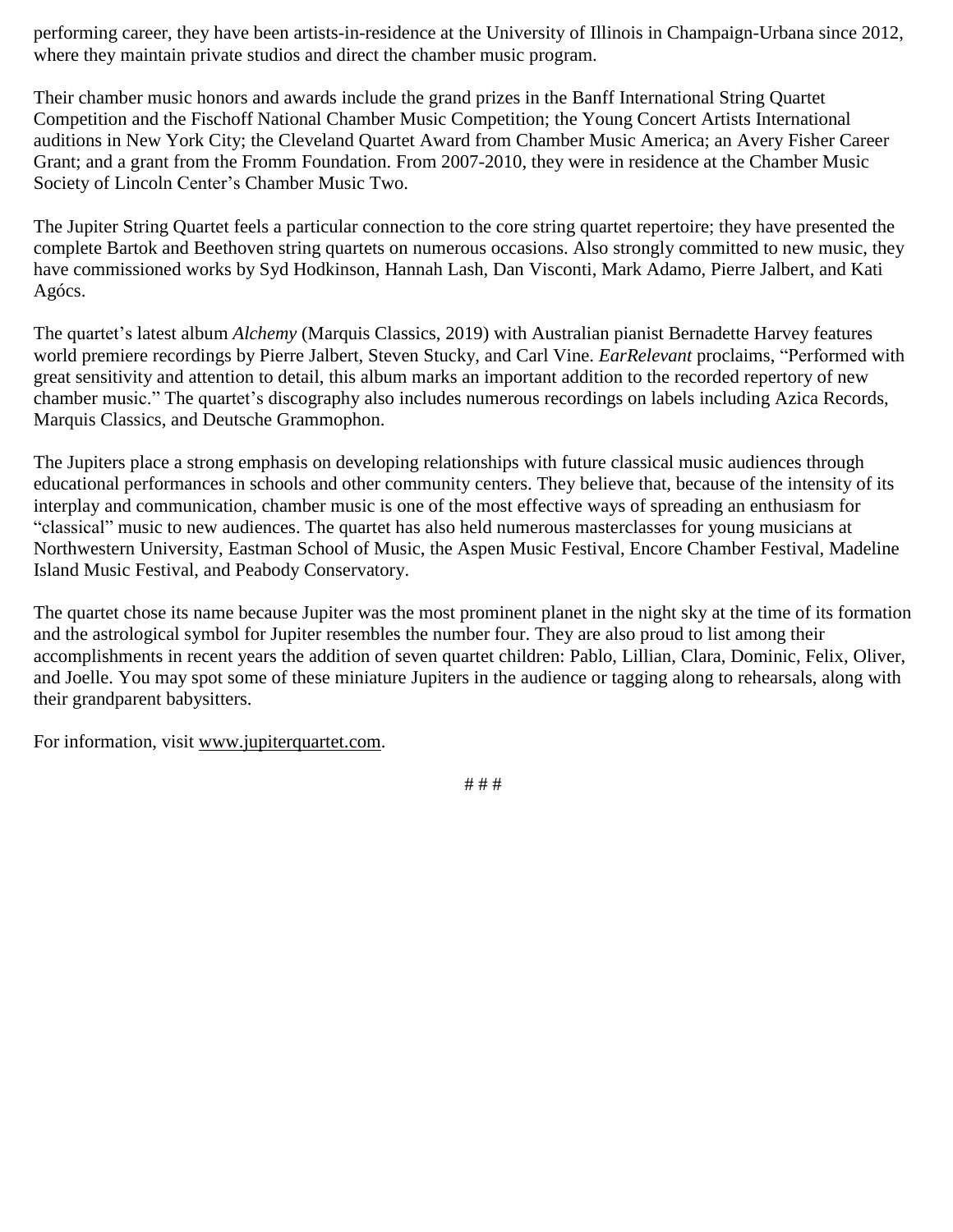performing career, they have been artists-in-residence at the University of Illinois in Champaign-Urbana since 2012, where they maintain private studios and direct the chamber music program.

Their chamber music honors and awards include the grand prizes in the Banff International String Quartet Competition and the Fischoff National Chamber Music Competition; the Young Concert Artists International auditions in New York City; the Cleveland Quartet Award from Chamber Music America; an Avery Fisher Career Grant; and a grant from the Fromm Foundation. From 2007-2010, they were in residence at the Chamber Music Society of Lincoln Center's Chamber Music Two.

The Jupiter String Quartet feels a particular connection to the core string quartet repertoire; they have presented the complete Bartok and Beethoven string quartets on numerous occasions. Also strongly committed to new music, they have commissioned works by Syd Hodkinson, Hannah Lash, Dan Visconti, Mark Adamo, Pierre Jalbert, and Kati Agócs.

The quartet's latest album *Alchemy* (Marquis Classics, 2019) with Australian pianist Bernadette Harvey features world premiere recordings by Pierre Jalbert, Steven Stucky, and Carl Vine. *EarRelevant* proclaims, "Performed with great sensitivity and attention to detail, this album marks an important addition to the recorded repertory of new chamber music." The quartet's discography also includes numerous recordings on labels including Azica Records, Marquis Classics, and Deutsche Grammophon.

The Jupiters place a strong emphasis on developing relationships with future classical music audiences through educational performances in schools and other community centers. They believe that, because of the intensity of its interplay and communication, chamber music is one of the most effective ways of spreading an enthusiasm for "classical" music to new audiences. The quartet has also held numerous masterclasses for young musicians at Northwestern University, Eastman School of Music, the Aspen Music Festival, Encore Chamber Festival, Madeline Island Music Festival, and Peabody Conservatory.

The quartet chose its name because Jupiter was the most prominent planet in the night sky at the time of its formation and the astrological symbol for Jupiter resembles the number four. They are also proud to list among their accomplishments in recent years the addition of seven quartet children: Pablo, Lillian, Clara, Dominic, Felix, Oliver, and Joelle. You may spot some of these miniature Jupiters in the audience or tagging along to rehearsals, along with their grandparent babysitters.

For information, visit www.jupiterquartet.com.

# # #